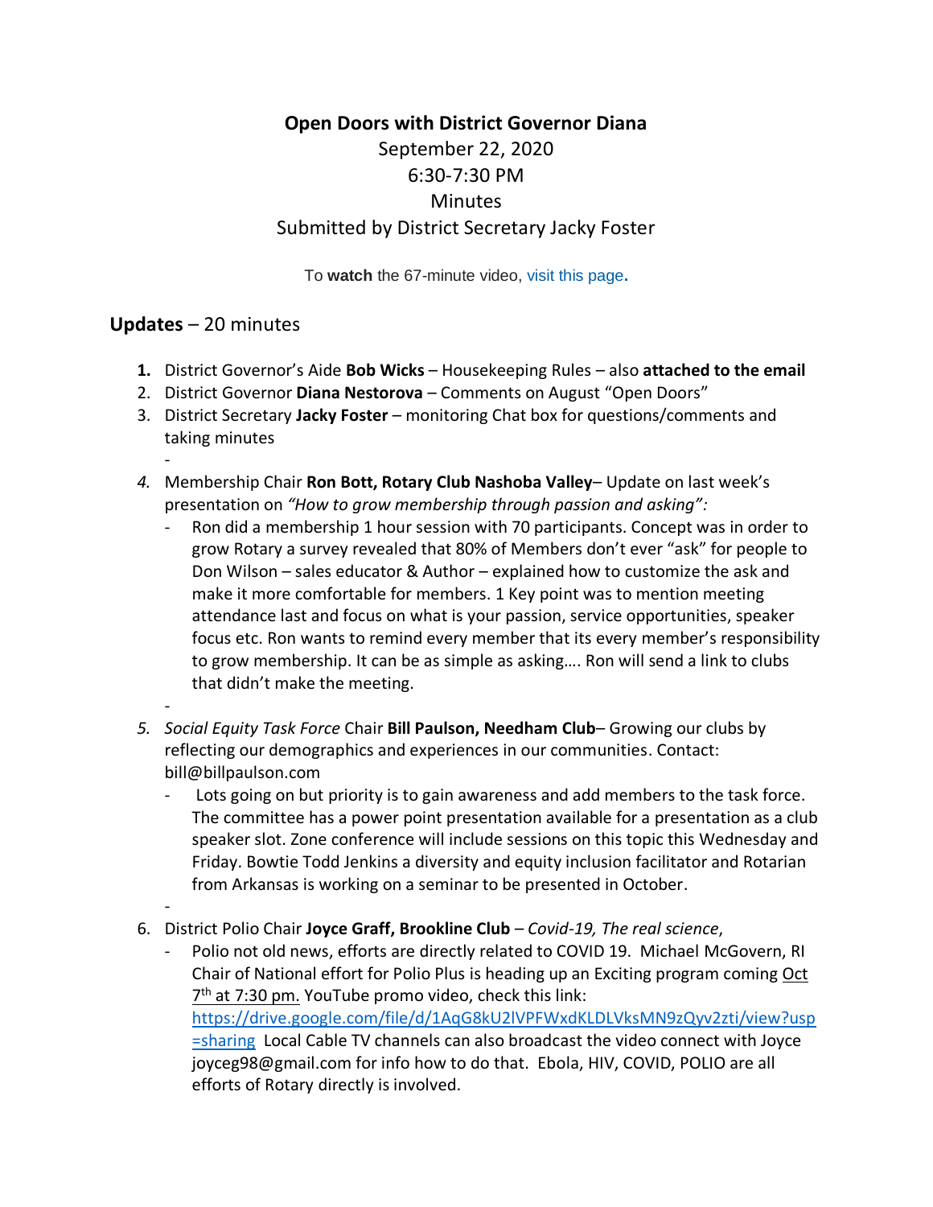# Open Doors with District Governor Diana

September 22, 2020

6:30-7:30 PM

Minutes

Submitted by District Secretary Jacky Foster

To **watch** the 67-minute video, visit this page**.**

## **Updates** – 20 minutes

1. District Governor's Aide **Bob Wicks** – Housekeeping Rules – also **attached to the email**
2. District Governor **Diana Nestorova** – Comments on August "Open Doors"
3. District Secretary **Jacky Foster** – monitoring Chat box for questions/comments and taking minutes

    -

4. Membership Chair **Ron Bott, Rotary Club Nashoba Valley**– Update on last week's presentation on *"How to grow membership through passion and asking":*
    - Ron did a membership 1 hour session with 70 participants. Concept was in order to grow Rotary a survey revealed that 80% of Members don't ever "ask" for people to Don Wilson – sales educator & Author – explained how to customize the ask and make it more comfortable for members. 1 Key point was to mention meeting attendance last and focus on what is your passion, service opportunities, speaker focus etc. Ron wants to remind every member that its every member's responsibility to grow membership. It can be as simple as asking…. Ron will send a link to clubs that didn't make the meeting.

    -

5. *Social Equity Task Force* Chair **Bill Paulson, Needham Club**– Growing our clubs by reflecting our demographics and experiences in our communities. Contact: bill@billpaulson.com
    - Lots going on but priority is to gain awareness and add members to the task force. The committee has a power point presentation available for a presentation as a club speaker slot. Zone conference will include sessions on this topic this Wednesday and Friday. Bowtie Todd Jenkins a diversity and equity inclusion facilitator and Rotarian from Arkansas is working on a seminar to be presented in October.

    -

6. District Polio Chair **Joyce Graff, Brookline Club** – *Covid-19, The real science*,
    - Polio not old news, efforts are directly related to COVID 19. Michael McGovern, RI Chair of National effort for Polio Plus is heading up an Exciting program coming Oct 7th at 7:30 pm. YouTube promo video, check this link: https://drive.google.com/file/d/1AqG8kU2lVPFWxdKLDLVksMN9zQyv2zti/view?usp=sharing Local Cable TV channels can also broadcast the video connect with Joyce joyceg98@gmail.com for info how to do that. Ebola, HIV, COVID, POLIO are all efforts of Rotary directly is involved.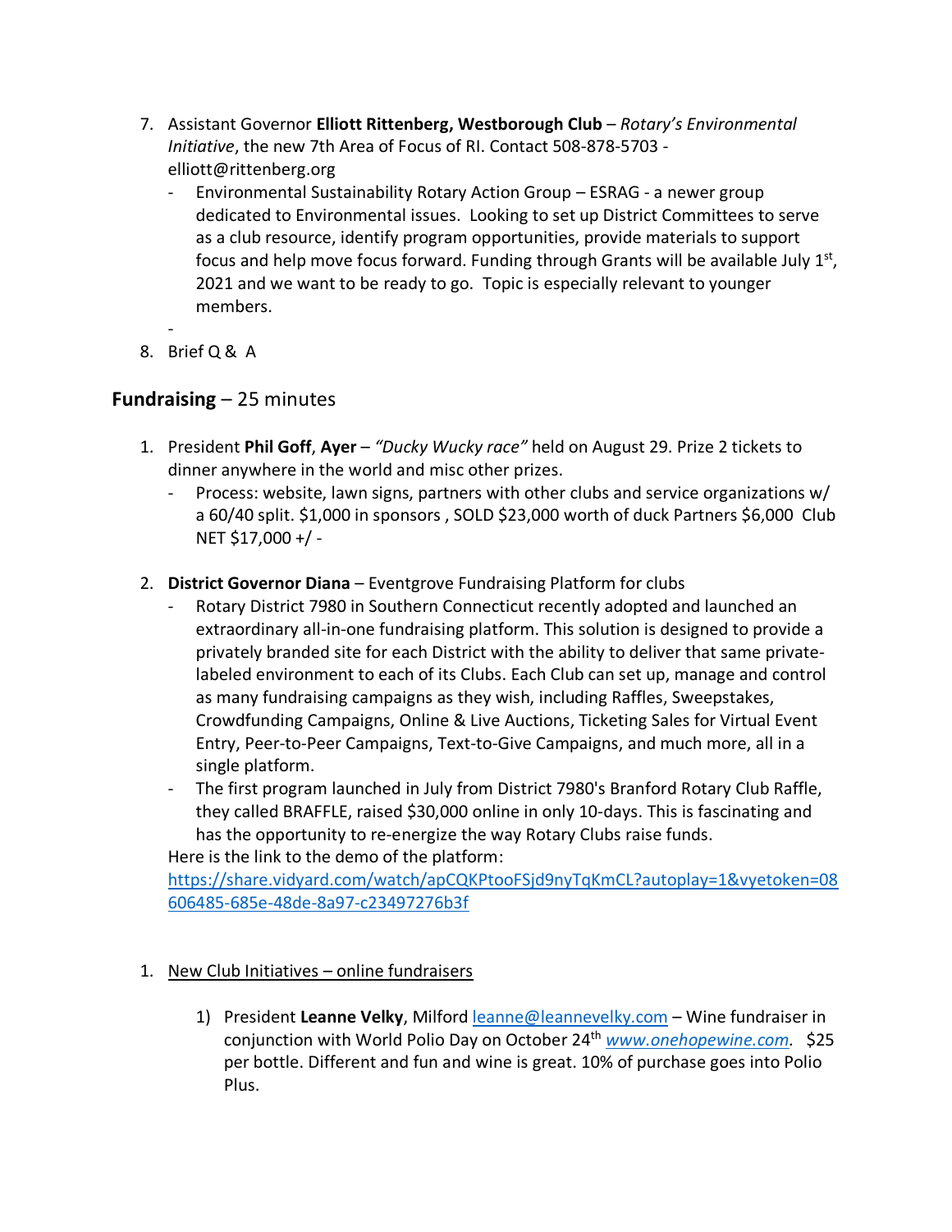7. Assistant Governor **Elliott Rittenberg, Westborough Club** – *Rotary's Environmental Initiative*, the new 7th Area of Focus of RI. Contact 508-878-5703 - elliott@rittenberg.org
   - Environmental Sustainability Rotary Action Group – ESRAG - a newer group dedicated to Environmental issues. Looking to set up District Committees to serve as a club resource, identify program opportunities, provide materials to support focus and help move focus forward. Funding through Grants will be available July 1st, 2021 and we want to be ready to go. Topic is especially relevant to younger members.
   -
8. Brief Q & A

## **Fundraising** – 25 minutes

1. President **Phil Goff**, **Ayer** – *"Ducky Wucky race"* held on August 29. Prize 2 tickets to dinner anywhere in the world and misc other prizes.
   - Process: website, lawn signs, partners with other clubs and service organizations w/ a 60/40 split. $1,000 in sponsors , SOLD $23,000 worth of duck Partners $6,000 Club NET $17,000 +/ -

2. **District Governor Diana** – Eventgrove Fundraising Platform for clubs
   - Rotary District 7980 in Southern Connecticut recently adopted and launched an extraordinary all-in-one fundraising platform. This solution is designed to provide a privately branded site for each District with the ability to deliver that same private-labeled environment to each of its Clubs. Each Club can set up, manage and control as many fundraising campaigns as they wish, including Raffles, Sweepstakes, Crowdfunding Campaigns, Online & Live Auctions, Ticketing Sales for Virtual Event Entry, Peer-to-Peer Campaigns, Text-to-Give Campaigns, and much more, all in a single platform.
   - The first program launched in July from District 7980's Branford Rotary Club Raffle, they called BRAFFLE, raised $30,000 online in only 10-days. This is fascinating and has the opportunity to re-energize the way Rotary Clubs raise funds.

   Here is the link to the demo of the platform:
   [https://share.vidyard.com/watch/apCQKPtooFSjd9nyTqKmCL?autoplay=1&vyetoken=08606485-685e-48de-8a97-c23497276b3f](https://share.vidyard.com/watch/apCQKPtooFSjd9nyTqKmCL?autoplay=1&vyetoken=08606485-685e-48de-8a97-c23497276b3f)

1. <u>New Club Initiatives – online fundraisers</u>

   1) President **Leanne Velky**, Milford [leanne@leannevelky.com](mailto:leanne@leannevelky.com) – Wine fundraiser in conjunction with World Polio Day on October 24th *[www.onehopewine.com](http://www.onehopewine.com).* $25 per bottle. Different and fun and wine is great. 10% of purchase goes into Polio Plus.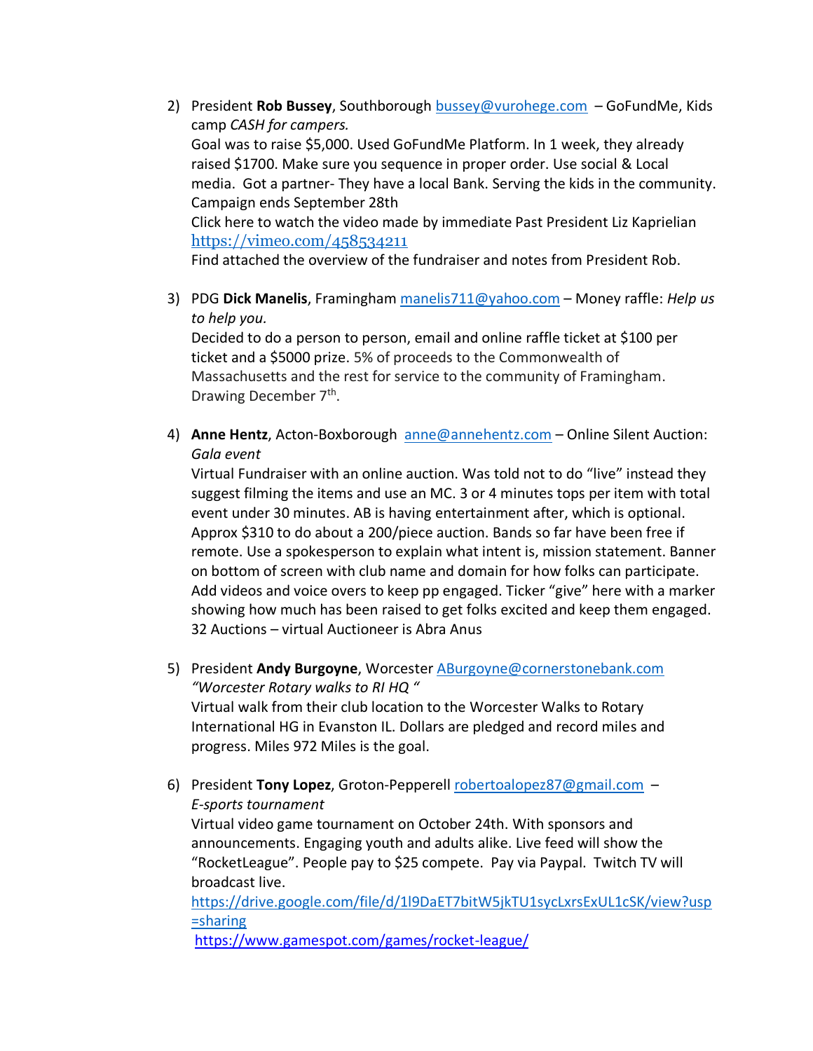2) President **Rob Bussey**, Southborough bussey@vurohege.com – GoFundMe, Kids camp *CASH for campers.*
   Goal was to raise $5,000. Used GoFundMe Platform. In 1 week, they already raised $1700. Make sure you sequence in proper order. Use social & Local media. Got a partner- They have a local Bank. Serving the kids in the community. Campaign ends September 28th
   Click here to watch the video made by immediate Past President Liz Kaprielian https://vimeo.com/458534211
   Find attached the overview of the fundraiser and notes from President Rob.

3) PDG **Dick Manelis**, Framingham manelis711@yahoo.com – Money raffle: *Help us to help you.*
   Decided to do a person to person, email and online raffle ticket at $100 per ticket and a $5000 prize. 5% of proceeds to the Commonwealth of Massachusetts and the rest for service to the community of Framingham. Drawing December 7th.

4) **Anne Hentz**, Acton-Boxborough anne@annehentz.com – Online Silent Auction: *Gala event*
   Virtual Fundraiser with an online auction. Was told not to do "live" instead they suggest filming the items and use an MC. 3 or 4 minutes tops per item with total event under 30 minutes. AB is having entertainment after, which is optional. Approx $310 to do about a 200/piece auction. Bands so far have been free if remote. Use a spokesperson to explain what intent is, mission statement. Banner on bottom of screen with club name and domain for how folks can participate. Add videos and voice overs to keep pp engaged. Ticker "give" here with a marker showing how much has been raised to get folks excited and keep them engaged. 32 Auctions – virtual Auctioneer is Abra Anus

5) President **Andy Burgoyne**, Worcester ABurgoyne@cornerstonebank.com *"Worcester Rotary walks to RI HQ "*
   Virtual walk from their club location to the Worcester Walks to Rotary International HG in Evanston IL. Dollars are pledged and record miles and progress. Miles 972 Miles is the goal.

6) President **Tony Lopez**, Groton-Pepperell robertoalopez87@gmail.com – *E-sports tournament*
   Virtual video game tournament on October 24th. With sponsors and announcements. Engaging youth and adults alike. Live feed will show the "RocketLeague". People pay to $25 compete. Pay via Paypal. Twitch TV will broadcast live.
   https://drive.google.com/file/d/1l9DaET7bitW5jkTU1sycLxrsExUL1cSK/view?usp=sharing
   https://www.gamespot.com/games/rocket-league/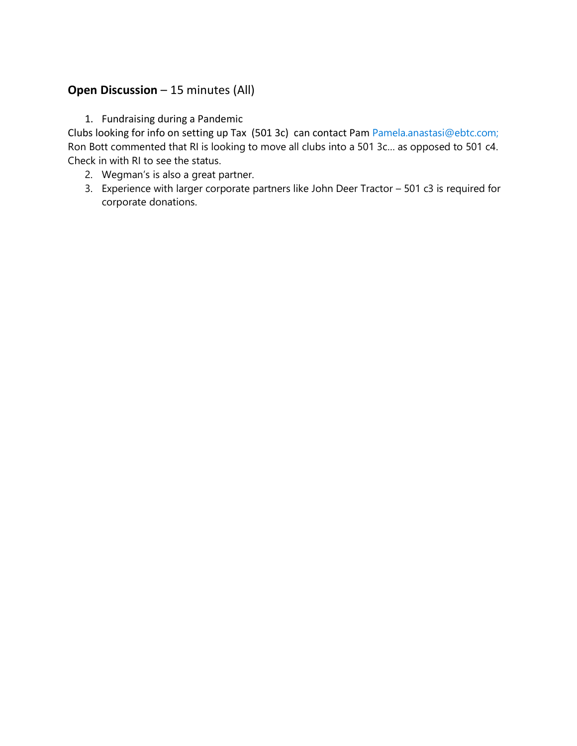**Open Discussion** – 15 minutes (All)

1. Fundraising during a Pandemic

Clubs looking for info on setting up Tax (501 3c) can contact Pam Pamela.anastasi@ebtc.com; Ron Bott commented that RI is looking to move all clubs into a 501 3c… as opposed to 501 c4. Check in with RI to see the status.

2. Wegman's is also a great partner.
3. Experience with larger corporate partners like John Deer Tractor – 501 c3 is required for corporate donations.